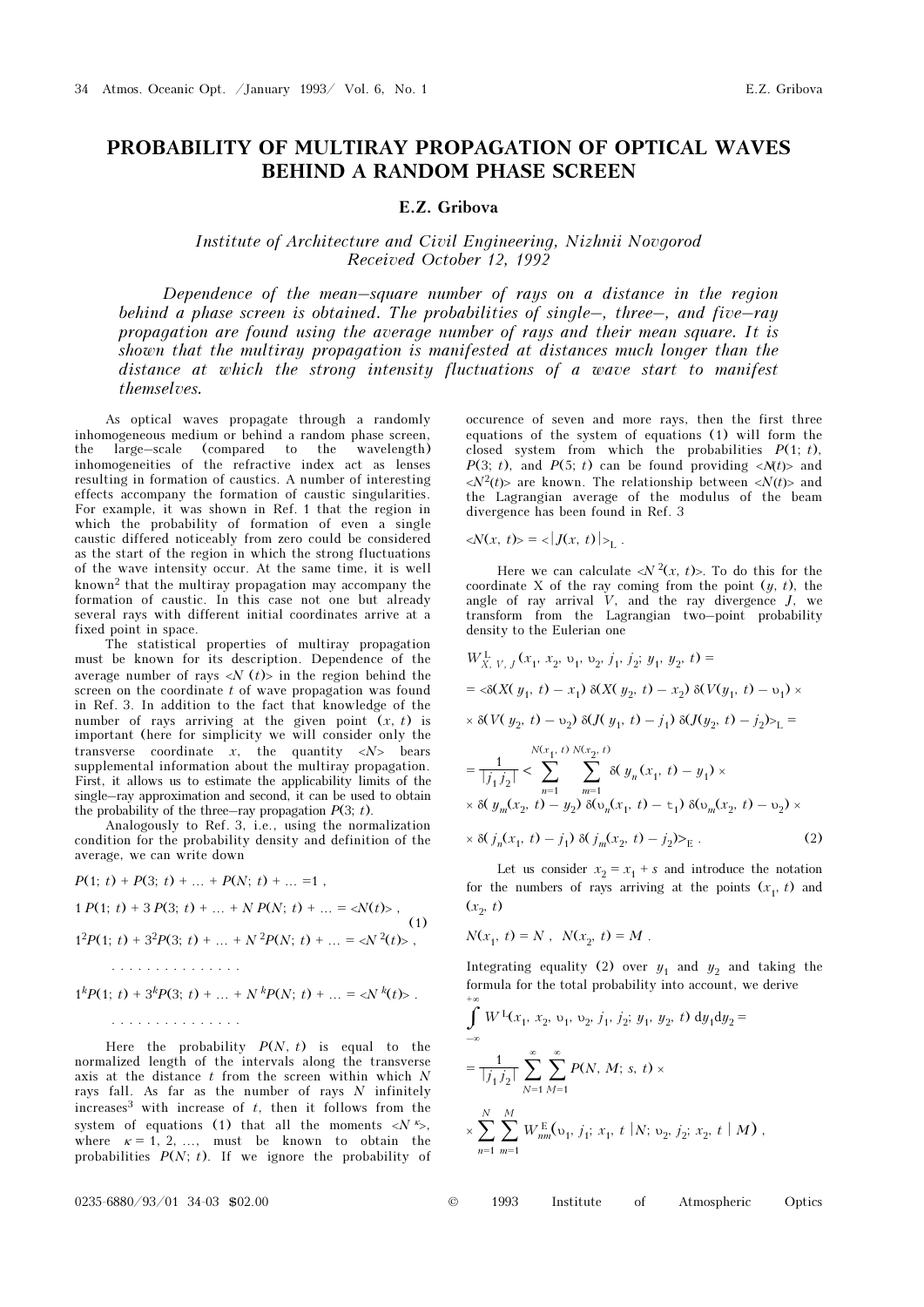# PROBABILITY OF MULTIRAY PROPAGATION OF OPTICAL WAVES BEHIND A RANDOM PHASE SCREEN

**E.Z. Gribova**

*Institute of Architecture and Civil Engineering, Nizhnii Novgorod*
*Received October 12, 1992*

*Dependence of the mean–square number of rays on a distance in the region behind a phase screen is obtained. The probabilities of single–, three–, and five–ray propagation are found using the average number of rays and their mean square. It is shown that the multiray propagation is manifested at distances much longer than the distance at which the strong intensity fluctuations of a wave start to manifest themselves.*

As optical waves propagate through a randomly inhomogeneous medium or behind a random phase screen, the large–scale (compared to the wavelength) inhomogeneities of the refractive index act as lenses resulting in formation of caustics. A number of interesting effects accompany the formation of caustic singularities. For example, it was shown in Ref. 1 that the region in which the probability of formation of even a single caustic differed noticeably from zero could be considered as the start of the region in which the strong fluctuations of the wave intensity occur. At the same time, it is well known[2] that the multiray propagation may accompany the formation of caustic. In this case not one but already several rays with different initial coordinates arrive at a fixed point in space.

The statistical properties of multiray propagation must be known for its description. Dependence of the average number of rays $\langle N(t)\rangle$ in the region behind the screen on the coordinate $t$ of wave propagation was found in Ref. 3. In addition to the fact that knowledge of the number of rays arriving at the given point $(x, t)$ is important (here for simplicity we will consider only the transverse coordinate $x$, the quantity $\langle N\rangle$ bears supplemental information about the multiray propagation. First, it allows us to estimate the applicability limits of the single–ray approximation and second, it can be used to obtain the probability of the three–ray propagation $P(3; t)$.

Analogously to Ref. 3, i.e., using the normalization condition for the probability density and definition of the average, we can write down

$$
\begin{aligned}
&P(1;\, t) + P(3;\, t) + \ldots + P(N;\, t) + \ldots = 1\,,\\
&1\,P(1;\, t) + 3\,P(3;\, t) + \ldots + N\,P(N;\, t) + \ldots = \langle N(t)\rangle\,,\\
&1^2P(1;\, t) + 3^2P(3;\, t) + \ldots + N^{2}P(N;\, t) + \ldots = \langle N^{2}(t)\rangle\,,\\
&\ldots\ldots\ldots\ldots\ldots\\
&1^kP(1;\, t) + 3^kP(3;\, t) + \ldots + N^{k}P(N;\, t) + \ldots = \langle N^{k}(t)\rangle\,.\\
&\ldots\ldots\ldots\ldots\ldots
\end{aligned}
\tag{1}
$$

Here the probability $P(N, t)$ is equal to the normalized length of the intervals along the transverse axis at the distance $t$ from the screen within which $N$ rays fall. As far as the number of rays $N$ infinitely increases[3] with increase of $t$, then it follows from the system of equations (1) that all the moments $\langle N^{\kappa}\rangle$, where $\kappa = 1, 2, \ldots$, must be known to obtain the probabilities $P(N; t)$. If we ignore the probability of occurence of seven and more rays, then the first three equations of the system of equations (1) will form the closed system from which the probabilities $P(1; t)$, $P(3; t)$, and $P(5; t)$ can be found providing $\langle N(t)\rangle$ and $\langle N^2(t)\rangle$ are known. The relationship between $\langle N(t)\rangle$ and the Lagrangian average of the modulus of the beam divergence has been found in Ref. 3

$$
\langle N(x,\, t)\rangle = \langle |J(x,\, t)|\rangle_{\rm L}\,.
$$

Here we can calculate $\langle N^2(x, t)\rangle$. To do this for the coordinate X of the ray coming from the point $(y, t)$, the angle of ray arrival $V$, and the ray divergence $J$, we transform from the Lagrangian two–point probability density to the Eulerian one

$$
\begin{aligned}
&W^{\rm L}_{X,\,V,\,J}(x_1,\, x_2,\, \upsilon_1,\, \upsilon_2,\, j_1,\, j_2;\, y_1,\, y_2,\, t) =\\
&= \langle\delta(X(y_1,\, t) - x_1)\,\delta(X(y_2,\, t) - x_2)\,\delta(V(y_1,\, t) - \upsilon_1)\,\times\\
&\times\,\delta(V(y_2,\, t) - \upsilon_2)\,\delta(J(y_1,\, t) - j_1)\,\delta(J(y_2,\, t) - j_2)\rangle_{\rm L} =\\
&= \frac{1}{|j_1 j_2|}\Big\langle \sum_{n=1}^{N(x_1,\, t)}\sum_{m=1}^{N(x_2,\, t)}\delta(y_n(x_1,\, t) - y_1)\,\times\\
&\times\,\delta(y_m(x_2,\, t) - y_2)\,\delta(\upsilon_n(x_1,\, t) - \upsilon_1)\,\delta(\upsilon_m(x_2,\, t) - \upsilon_2)\,\times\\
&\times\,\delta(j_n(x_1,\, t) - j_1)\,\delta(j_m(x_2,\, t) - j_2)\Big\rangle_{\rm E}\,.
\end{aligned}
\tag{2}
$$

Let us consider $x_2 = x_1 + s$ and introduce the notation for the numbers of rays arriving at the points $(x_1, t)$ and $(x_2, t)$

$$
N(x_1,\, t) = N\,,\quad N(x_2,\, t) = M\,.
$$

Integrating equality (2) over $y_1$ and $y_2$ and taking the formula for the total probability into account, we derive

$$
\begin{aligned}
&\int\limits_{-\infty}^{+\infty} W^{\rm L}(x_1,\, x_2,\, \upsilon_1,\, \upsilon_2,\, j_1,\, j_2;\, y_1,\, y_2,\, t)\,{\rm d}y_1{\rm d}y_2 =\\
&= \frac{1}{|j_1 j_2|}\sum_{N=1}^{\infty}\sum_{M=1}^{\infty}P(N,\, M;\, s,\, t)\,\times\\
&\times\sum_{n=1}^{N}\sum_{m=1}^{M}W^{\rm E}_{nm}\big(\upsilon_1,\, j_1;\, x_1,\, t\,|N;\, \upsilon_2,\, j_2;\, x_2,\, t\,|\,M\big)\,,
\end{aligned}
$$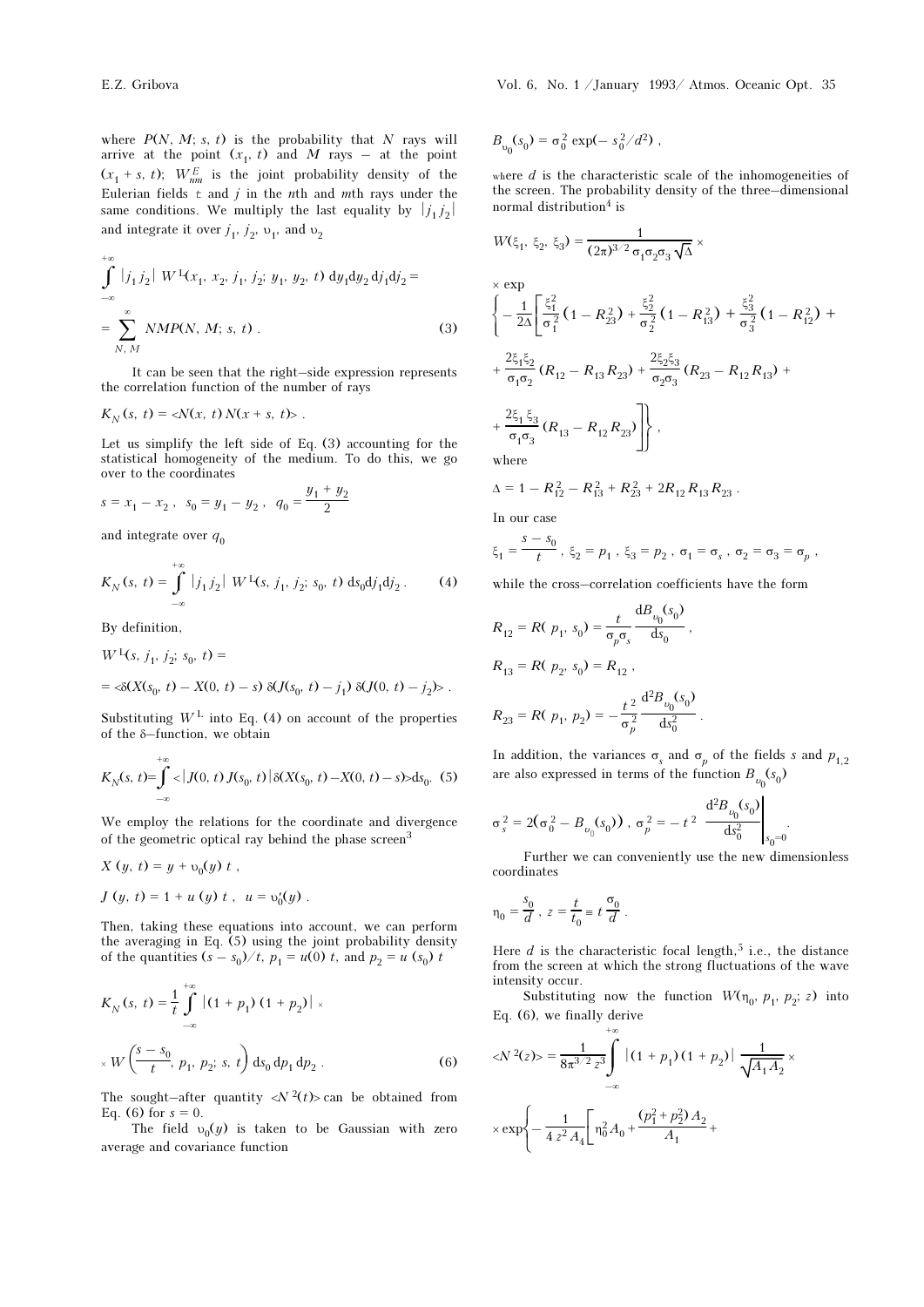where $P(N, M; s, t)$ is the probability that $N$ rays will arrive at the point $(x_1, t)$ and $M$ rays – at the point $(x_1 + s, t)$; $W^E_{nm}$ is the joint probability density of the Eulerian fields $t$ and $j$ in the $n$th and $m$th rays under the same conditions. We multiply the last equality by $|j_1 j_2|$ and integrate it over $j_1$, $j_2$, $\upsilon_1$, and $\upsilon_2$

$$\int\limits_{-\infty}^{+\infty} |j_1 j_2| \; W^{\rm L}(x_1, x_2, j_1, j_2; y_1, y_2, t) \, {\rm d}y_1 {\rm d}y_2 \, {\rm d}j_1 {\rm d}j_2 = \sum_{N,M}^{\infty} NMP(N, M; s, t) \; . \tag{3}$$

It can be seen that the right–side expression represents the correlation function of the number of rays

$$K_N(s, t) = \langle N(x, t) \, N(x + s, t) \rangle \; .$$

Let us simplify the left side of Eq. (3) accounting for the statistical homogeneity of the medium. To do this, we go over to the coordinates

$$s = x_1 - x_2 \; , \quad s_0 = y_1 - y_2 \; , \quad q_0 = \frac{y_1 + y_2}{2}$$

and integrate over $q_0$

$$K_N(s, t) = \int\limits_{-\infty}^{+\infty} |j_1 j_2| \; W^{\rm L}(s, j_1, j_2; s_0, t) \, {\rm d}s_0 {\rm d}j_1 {\rm d}j_2 \; . \tag{4}$$

By definition,

$$W^{\rm L}(s, j_1, j_2; s_0, t) = \langle \delta(X(s_0, t) - X(0, t) - s) \; \delta(J(s_0, t) - j_1) \; \delta(J(0, t) - j_2) \rangle \; .$$

Substituting $W^{\rm L}$ into Eq. (4) on account of the properties of the δ–function, we obtain

$$K_N(s, t) = \int\limits_{-\infty}^{+\infty} \langle |J(0, t) \, J(s_0, t)| \, \delta(X(s_0, t) - X(0, t) - s) \rangle {\rm d}s_0 . \tag{5}$$

We employ the relations for the coordinate and divergence of the geometric optical ray behind the phase screen[3]

$$X(y, t) = y + \upsilon_0(y) \, t \; ,$$

$$J(y, t) = 1 + u(y) \, t \; , \quad u = \upsilon_0'(y) \; .$$

Then, taking these equations into account, we can perform the averaging in Eq. (5) using the joint probability density of the quantities $(s - s_0)/t$, $p_1 = u(0)\, t$, and $p_2 = u(s_0)\, t$

$$K_N(s, t) = \frac{1}{t} \int\limits_{-\infty}^{+\infty} |(1 + p_1)(1 + p_2)| \times W\left(\frac{s - s_0}{t}, p_1, p_2; s, t\right) {\rm d}s_0 \, {\rm d}p_1 \, {\rm d}p_2 \; . \tag{6}$$

The sought–after quantity $\langle N^2(t) \rangle$ can be obtained from Eq. (6) for $s = 0$.

The field $\upsilon_0(y)$ is taken to be Gaussian with zero average and covariance function

$$B_{\upsilon_0}(s_0) = \sigma_0^2 \exp(-s_0^2/d^2) \; ,$$

where $d$ is the characteristic scale of the inhomogeneities of the screen. The probability density of the three–dimensional normal distribution[4] is

$$W(\xi_1, \xi_2, \xi_3) = \frac{1}{(2\pi)^{3/2} \sigma_1 \sigma_2 \sigma_3 \sqrt{\Delta}} \times$$

$$\times \exp\left\{ -\frac{1}{2\Delta}\left[ \frac{\xi_1^2}{\sigma_1^2}(1 - R_{23}^2) + \frac{\xi_2^2}{\sigma_2^2}(1 - R_{13}^2) + \frac{\xi_3^2}{\sigma_3^2}(1 - R_{12}^2) + \frac{2\xi_1\xi_2}{\sigma_1\sigma_2}(R_{12} - R_{13}R_{23}) + \frac{2\xi_2\xi_3}{\sigma_2\sigma_3}(R_{23} - R_{12}R_{13}) + \frac{2\xi_1\xi_3}{\sigma_1\sigma_3}(R_{13} - R_{12}R_{23}) \right] \right\} ,$$

where

$$\Delta = 1 - R_{12}^2 - R_{13}^2 + R_{23}^2 + 2R_{12}R_{13}R_{23} \; .$$

In our case

$$\xi_1 = \frac{s - s_0}{t} \; , \; \xi_2 = p_1 \; , \; \xi_3 = p_2 \; , \; \sigma_1 = \sigma_s \; , \; \sigma_2 = \sigma_3 = \sigma_p \; ,$$

while the cross–correlation coefficients have the form

$$R_{12} = R(p_1, s_0) = \frac{t}{\sigma_p \sigma_s} \frac{{\rm d}B_{\upsilon_0}(s_0)}{{\rm d}s_0} \; ,$$

$$R_{13} = R(p_2, s_0) = R_{12} \; ,$$

$$R_{23} = R(p_1, p_2) = -\frac{t^2}{\sigma_p^2} \frac{{\rm d}^2 B_{\upsilon_0}(s_0)}{{\rm d}s_0^2} \; .$$

In addition, the variances $\sigma_s$ and $\sigma_p$ of the fields $s$ and $p_{1,2}$ are also expressed in terms of the function $B_{\upsilon_0}(s_0)$

$$\sigma_s^2 = 2\left(\sigma_0^2 - B_{\upsilon_0}(s_0)\right) , \; \sigma_p^2 = -t^2 \left. \frac{{\rm d}^2 B_{\upsilon_0}(s_0)}{{\rm d}s_0^2} \right|_{s_0 = 0} .$$

Further we can conveniently use the new dimensionless coordinates

$$\eta_0 = \frac{s_0}{d} \; , \; z = \frac{t}{t_0} \equiv t \, \frac{\sigma_0}{d} \; .$$

Here $d$ is the characteristic focal length,[5] i.e., the distance from the screen at which the strong fluctuations of the wave intensity occur.

Substituting now the function $W(\eta_0, p_1, p_2; z)$ into Eq. (6), we finally derive

$$\langle N^2(z) \rangle = \frac{1}{8\pi^{3/2} z^3} \int\limits_{-\infty}^{+\infty} |(1 + p_1)(1 + p_2)| \; \frac{1}{\sqrt{A_1 A_2}} \times$$

$$\times \exp\left\{ -\frac{1}{4 z^2 A_4}\left[ \eta_0^2 A_0 + \frac{(p_1^2 + p_2^2) A_2}{A_1} + \right.\right.$$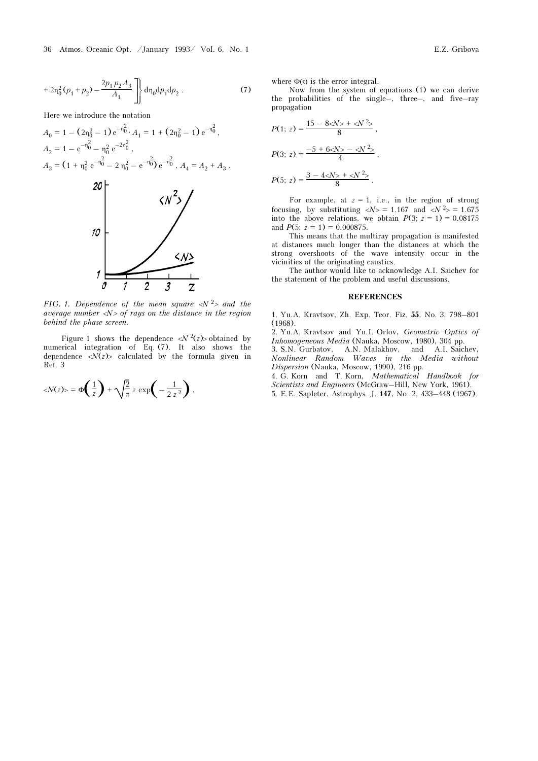$$+ 2\eta_0^2 (p_1 + p_2) - \frac{2p_1 p_2 A_3}{A_1} \Bigg]\Bigg\} d\eta_0 dp_1 dp_2 . \quad (7)$$

Here we introduce the notation

$$A_0 = 1 - (2\eta_0^2 - 1)\, e^{-\eta_0^2} \cdot A_1 = 1 + (2\eta_0^2 - 1)\, e^{-\eta_0^2} ,$$

$$A_2 = 1 - e^{-\eta_0^2} - \eta_0^2\, e^{-2\eta_0^2} ,$$

$$A_3 = (1 + \eta_0^2\, e^{-\eta_0^2} - 2\,\eta_0^2 - e^{-\eta_0^2})\, e^{-\eta_0^2} ,\ A_4 = A_2 + A_3 .$$

20

10

1

0 1 2 3 z

$\langle N^2 \rangle$

$\langle N \rangle$

*FIG. 1. Dependence of the mean square $\langle N^2 \rangle$ and the average number $\langle N \rangle$ of rays on the distance in the region behind the phase screen.*

Figure 1 shows the dependence $\langle N^2(z) \rangle$ obtained by numerical integration of Eq. (7). It also shows the dependence $\langle N(z) \rangle$ calculated by the formula given in Ref. 3

$$\langle N(z) \rangle = \Phi\left(\frac{1}{z}\right) + \sqrt{\frac{2}{\pi}}\, z \exp\left(-\frac{1}{2\,z^2}\right) ,$$

where $\Phi(\tau)$ is the error integral.

Now from the system of equations (1) we can derive the probabilities of the single–, three–, and five–ray propagation

$$P(1;\, z) = \frac{15 - 8\langle N \rangle + \langle N^2 \rangle}{8} ,$$

$$P(3;\, z) = \frac{-5 + 6\langle N \rangle - \langle N^2 \rangle}{4} ,$$

$$P(5;\, z) = \frac{3 - 4\langle N \rangle + \langle N^2 \rangle}{8} .$$

For example, at $z = 1$, i.e., in the region of strong focusing, by substituting $\langle N \rangle = 1.167$ and $\langle N^2 \rangle = 1.675$ into the above relations, we obtain $P(3;\, z = 1) = 0.08175$ and $P(5;\, z = 1) = 0.000875$.

This means that the multiray propagation is manifested at distances much longer than the distances at which the strong overshoots of the wave intensity occur in the vicinities of the originating caustics.

The author would like to acknowledge A.I. Saichev for the statement of the problem and useful discussions.

## REFERENCES

1. Yu.A. Kravtsov, Zh. Exp. Teor. Fiz. **55**, No. 3, 798–801 (1968).
2. Yu.A. Kravtsov and Yu.I. Orlov, *Geometric Optics of Inhomogeneous Media* (Nauka, Moscow, 1980), 304 pp.
3. S.N. Gurbatov, A.N. Malakhov, and A.I. Saichev, *Nonlinear Random Waves in the Media without Dispersion* (Nauka, Moscow, 1990), 216 pp.
4. G. Korn and T. Korn, *Mathematical Handbook for Scientists and Engineers* (McGraw–Hill, New York, 1961).
5. E.E. Sapleter, Astrophys. J. **147**, No. 2, 433–448 (1967).